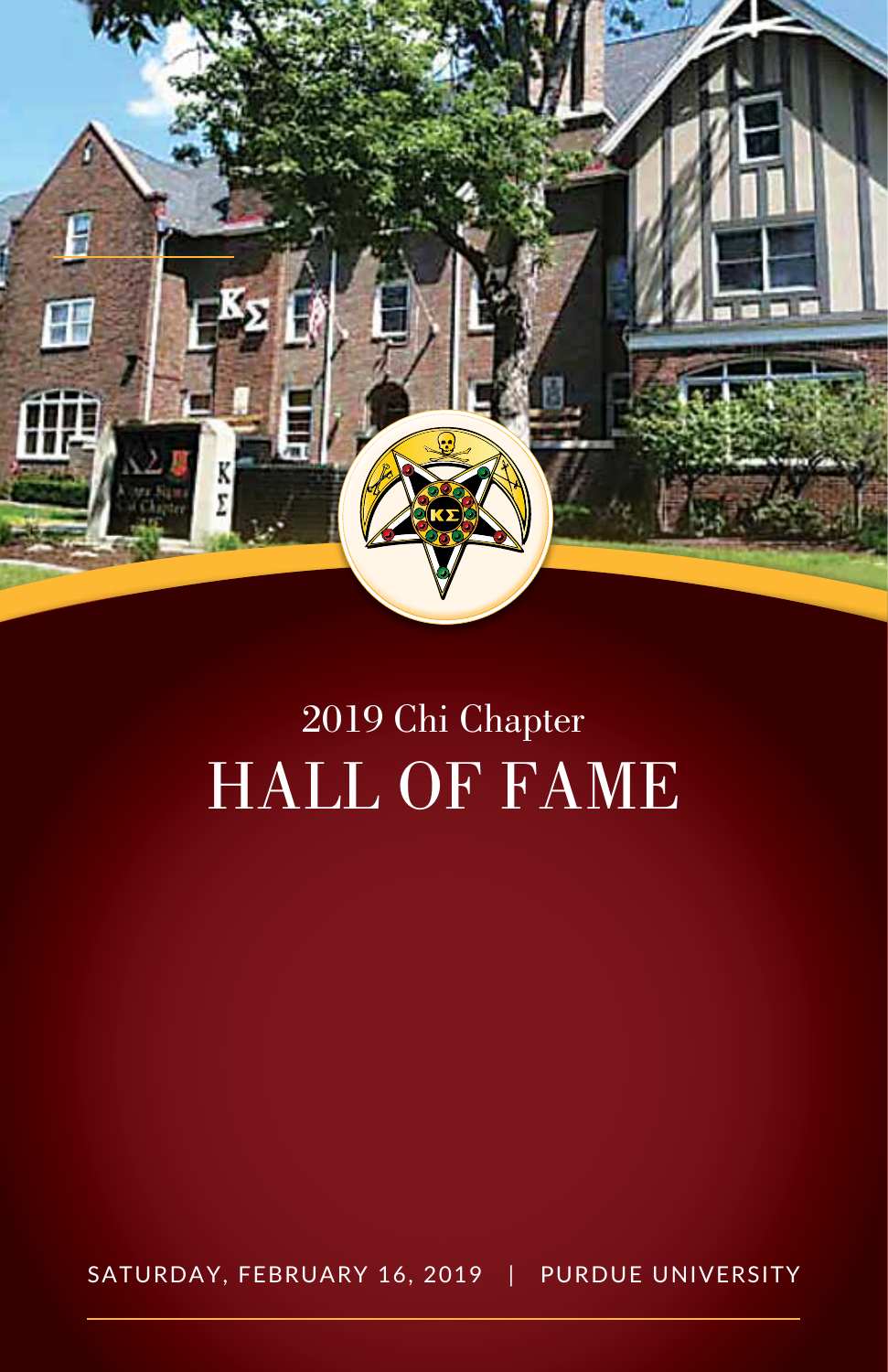2019 Chi Chapter

# HALL OF FAME

SATURDAY, FEBRUARY 16, 2019 | PURDUE UNIVERSITY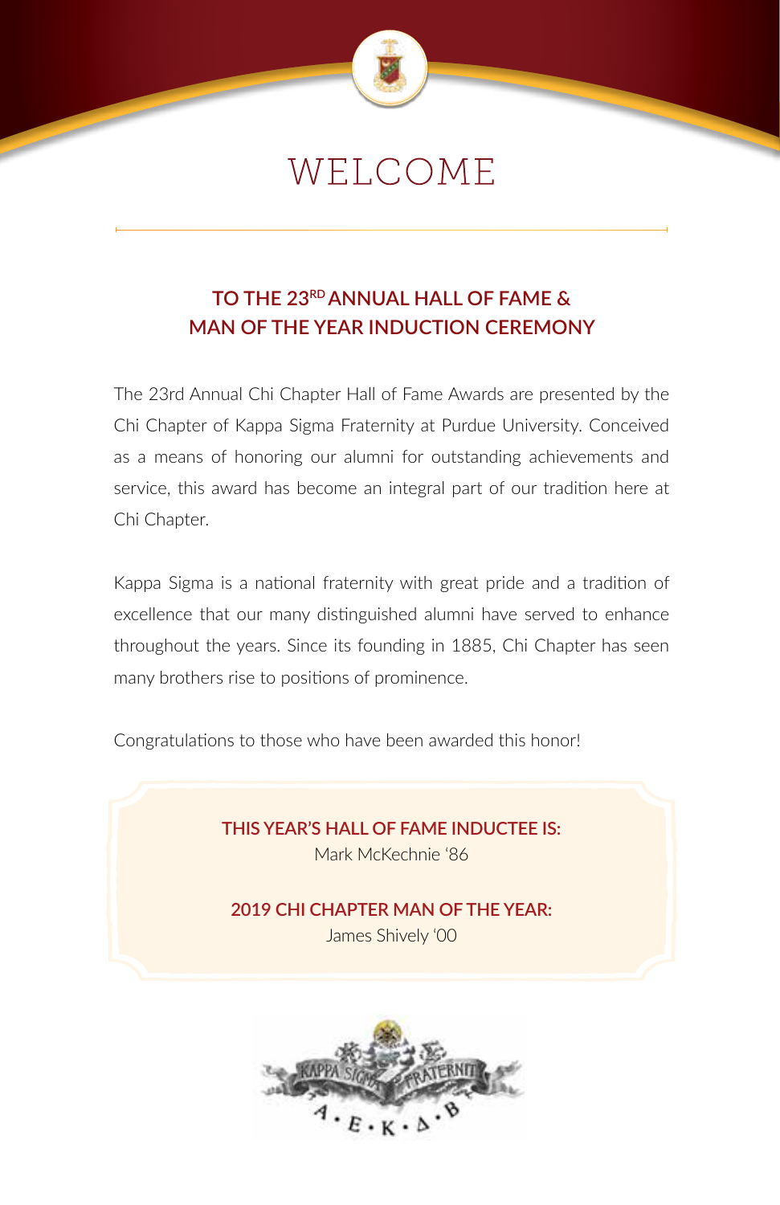# WELCOME

## TO THE 23RD ANNUAL HALL OF FAME & MAN OF THE YEAR INDUCTION CEREMONY

The 23rd Annual Chi Chapter Hall of Fame Awards are presented by the Chi Chapter of Kappa Sigma Fraternity at Purdue University. Conceived as a means of honoring our alumni for outstanding achievements and service, this award has become an integral part of our tradition here at Chi Chapter.

Kappa Sigma is a national fraternity with great pride and a tradition of excellence that our many distinguished alumni have served to enhance throughout the years. Since its founding in 1885, Chi Chapter has seen many brothers rise to positions of prominence.

Congratulations to those who have been awarded this honor!

**THIS YEAR'S HALL OF FAME INDUCTEE IS:**
Mark McKechnie '86

**2019 CHI CHAPTER MAN OF THE YEAR:**
James Shively '00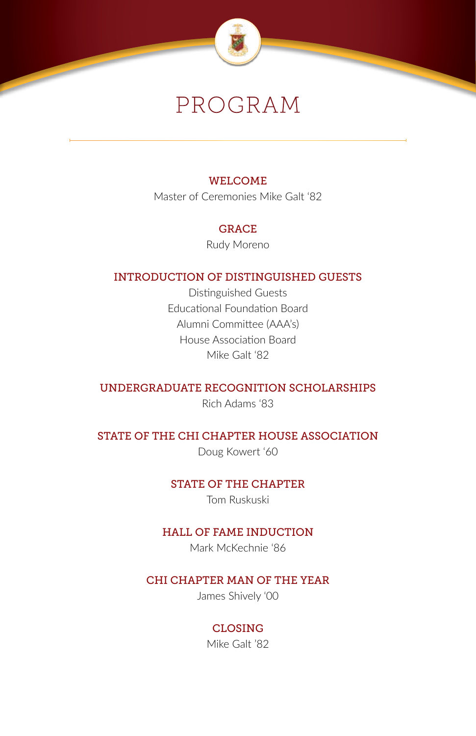# PROGRAM

### WELCOME
Master of Ceremonies Mike Galt '82

### GRACE
Rudy Moreno

### INTRODUCTION OF DISTINGUISHED GUESTS
Distinguished Guests
Educational Foundation Board
Alumni Committee (AAA's)
House Association Board
Mike Galt '82

### UNDERGRADUATE RECOGNITION SCHOLARSHIPS
Rich Adams '83

### STATE OF THE CHI CHAPTER HOUSE ASSOCIATION
Doug Kowert '60

### STATE OF THE CHAPTER
Tom Ruskuski

### HALL OF FAME INDUCTION
Mark McKechnie '86

### CHI CHAPTER MAN OF THE YEAR
James Shively '00

### CLOSING
Mike Galt '82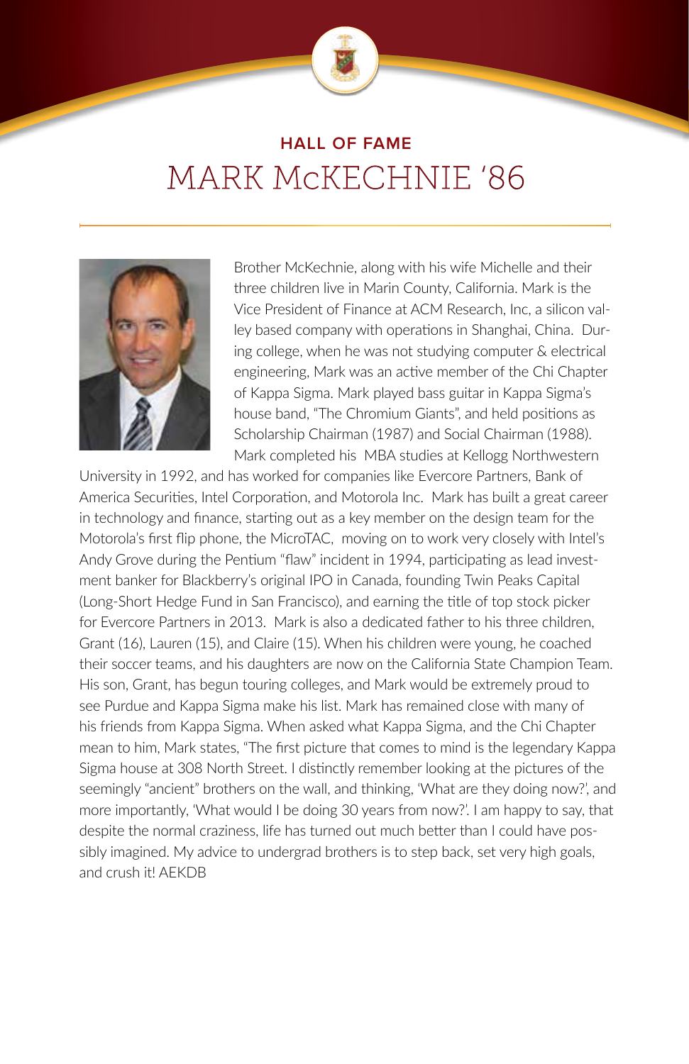## HALL OF FAME

# MARK McKECHNIE '86

Brother McKechnie, along with his wife Michelle and their three children live in Marin County, California. Mark is the Vice President of Finance at ACM Research, Inc, a silicon valley based company with operations in Shanghai, China. During college, when he was not studying computer & electrical engineering, Mark was an active member of the Chi Chapter of Kappa Sigma. Mark played bass guitar in Kappa Sigma's house band, "The Chromium Giants", and held positions as Scholarship Chairman (1987) and Social Chairman (1988). Mark completed his MBA studies at Kellogg Northwestern University in 1992, and has worked for companies like Evercore Partners, Bank of America Securities, Intel Corporation, and Motorola Inc. Mark has built a great career in technology and finance, starting out as a key member on the design team for the Motorola's first flip phone, the MicroTAC, moving on to work very closely with Intel's Andy Grove during the Pentium "flaw" incident in 1994, participating as lead investment banker for Blackberry's original IPO in Canada, founding Twin Peaks Capital (Long-Short Hedge Fund in San Francisco), and earning the title of top stock picker for Evercore Partners in 2013. Mark is also a dedicated father to his three children, Grant (16), Lauren (15), and Claire (15). When his children were young, he coached their soccer teams, and his daughters are now on the California State Champion Team. His son, Grant, has begun touring colleges, and Mark would be extremely proud to see Purdue and Kappa Sigma make his list. Mark has remained close with many of his friends from Kappa Sigma. When asked what Kappa Sigma, and the Chi Chapter mean to him, Mark states, "The first picture that comes to mind is the legendary Kappa Sigma house at 308 North Street. I distinctly remember looking at the pictures of the seemingly "ancient" brothers on the wall, and thinking, 'What are they doing now?', and more importantly, 'What would I be doing 30 years from now?'. I am happy to say, that despite the normal craziness, life has turned out much better than I could have possibly imagined. My advice to undergrad brothers is to step back, set very high goals, and crush it! AEKDB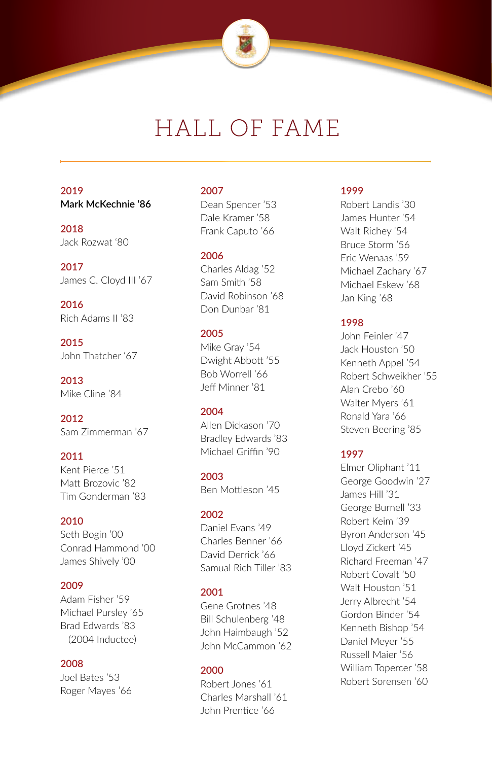# HALL OF FAME

**2019**
**Mark McKechnie '86**

**2018**
Jack Rozwat '80

**2017**
James C. Cloyd III '67

**2016**
Rich Adams II '83

**2015**
John Thatcher '67

**2013**
Mike Cline '84

**2012**
Sam Zimmerman '67

**2011**
Kent Pierce '51
Matt Brozovic '82
Tim Gonderman '83

**2010**
Seth Bogin '00
Conrad Hammond '00
James Shively '00

**2009**
Adam Fisher '59
Michael Pursley '65
Brad Edwards '83
(2004 Inductee)

**2008**
Joel Bates '53
Roger Mayes '66

**2007**
Dean Spencer '53
Dale Kramer '58
Frank Caputo '66

**2006**
Charles Aldag '52
Sam Smith '58
David Robinson '68
Don Dunbar '81

**2005**
Mike Gray '54
Dwight Abbott '55
Bob Worrell '66
Jeff Minner '81

**2004**
Allen Dickason '70
Bradley Edwards '83
Michael Griffin '90

**2003**
Ben Mottleson '45

**2002**
Daniel Evans '49
Charles Benner '66
David Derrick '66
Samual Rich Tiller '83

**2001**
Gene Grotnes '48
Bill Schulenberg '48
John Haimbaugh '52
John McCammon '62

**2000**
Robert Jones '61
Charles Marshall '61
John Prentice '66

**1999**
Robert Landis '30
James Hunter '54
Walt Richey '54
Bruce Storm '56
Eric Wenaas '59
Michael Zachary '67
Michael Eskew '68
Jan King '68

**1998**
John Feinler '47
Jack Houston '50
Kenneth Appel '54
Robert Schweikher '55
Alan Crebo '60
Walter Myers '61
Ronald Yara '66
Steven Beering '85

**1997**
Elmer Oliphant '11
George Goodwin '27
James Hill '31
George Burnell '33
Robert Keim '39
Byron Anderson '45
Lloyd Zickert '45
Richard Freeman '47
Robert Covalt '50
Walt Houston '51
Jerry Albrecht '54
Gordon Binder '54
Kenneth Bishop '54
Daniel Meyer '55
Russell Maier '56
William Topercer '58
Robert Sorensen '60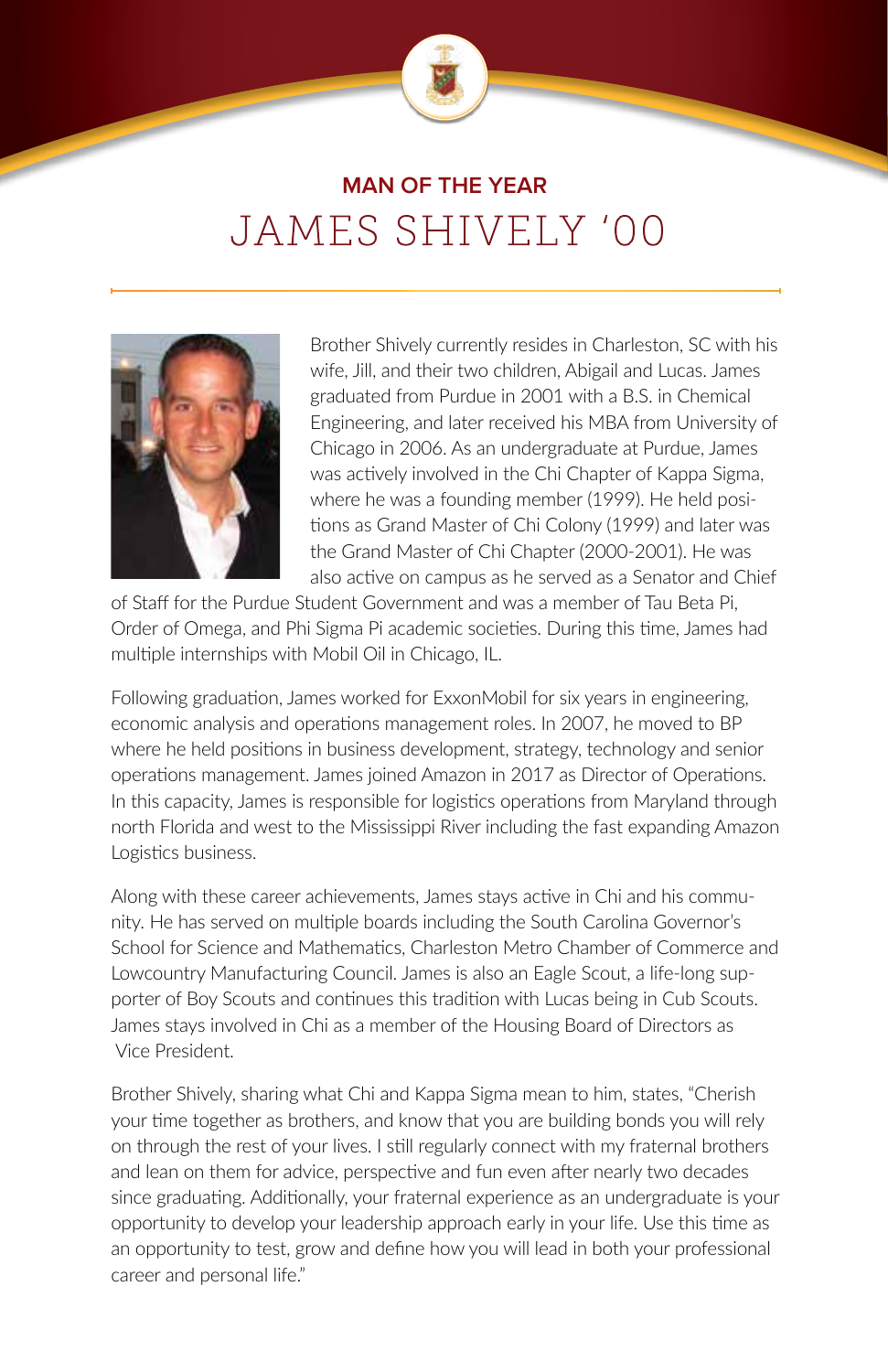## MAN OF THE YEAR

# JAMES SHIVELY '00

Brother Shively currently resides in Charleston, SC with his wife, Jill, and their two children, Abigail and Lucas. James graduated from Purdue in 2001 with a B.S. in Chemical Engineering, and later received his MBA from University of Chicago in 2006. As an undergraduate at Purdue, James was actively involved in the Chi Chapter of Kappa Sigma, where he was a founding member (1999). He held positions as Grand Master of Chi Colony (1999) and later was the Grand Master of Chi Chapter (2000-2001). He was also active on campus as he served as a Senator and Chief of Staff for the Purdue Student Government and was a member of Tau Beta Pi, Order of Omega, and Phi Sigma Pi academic societies. During this time, James had multiple internships with Mobil Oil in Chicago, IL.

Following graduation, James worked for ExxonMobil for six years in engineering, economic analysis and operations management roles. In 2007, he moved to BP where he held positions in business development, strategy, technology and senior operations management. James joined Amazon in 2017 as Director of Operations. In this capacity, James is responsible for logistics operations from Maryland through north Florida and west to the Mississippi River including the fast expanding Amazon Logistics business.

Along with these career achievements, James stays active in Chi and his community. He has served on multiple boards including the South Carolina Governor's School for Science and Mathematics, Charleston Metro Chamber of Commerce and Lowcountry Manufacturing Council. James is also an Eagle Scout, a life-long supporter of Boy Scouts and continues this tradition with Lucas being in Cub Scouts. James stays involved in Chi as a member of the Housing Board of Directors as Vice President.

Brother Shively, sharing what Chi and Kappa Sigma mean to him, states, "Cherish your time together as brothers, and know that you are building bonds you will rely on through the rest of your lives. I still regularly connect with my fraternal brothers and lean on them for advice, perspective and fun even after nearly two decades since graduating. Additionally, your fraternal experience as an undergraduate is your opportunity to develop your leadership approach early in your life. Use this time as an opportunity to test, grow and define how you will lead in both your professional career and personal life."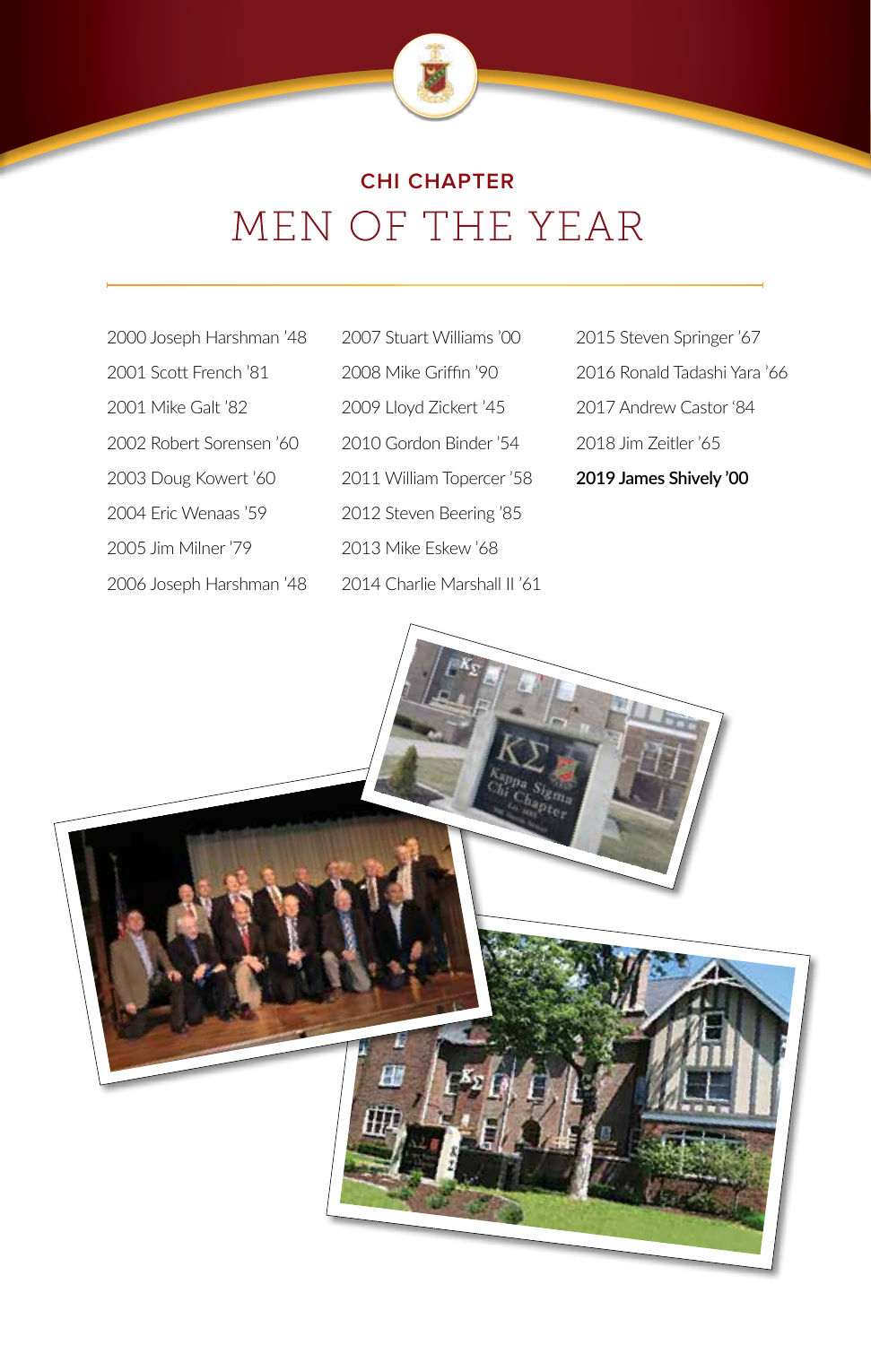## CHI CHAPTER

# MEN OF THE YEAR

2000 Joseph Harshman '48

2001 Scott French '81

2001 Mike Galt '82

2002 Robert Sorensen '60

2003 Doug Kowert '60

2004 Eric Wenaas '59

2005 Jim Milner '79

2006 Joseph Harshman '48

2007 Stuart Williams '00

2008 Mike Griffin '90

2009 Lloyd Zickert '45

2010 Gordon Binder '54

2011 William Topercer '58

2012 Steven Beering '85

2013 Mike Eskew '68

2014 Charlie Marshall II '61

2015 Steven Springer '67

2016 Ronald Tadashi Yara '66

2017 Andrew Castor '84

2018 Jim Zeitler '65

**2019 James Shively '00**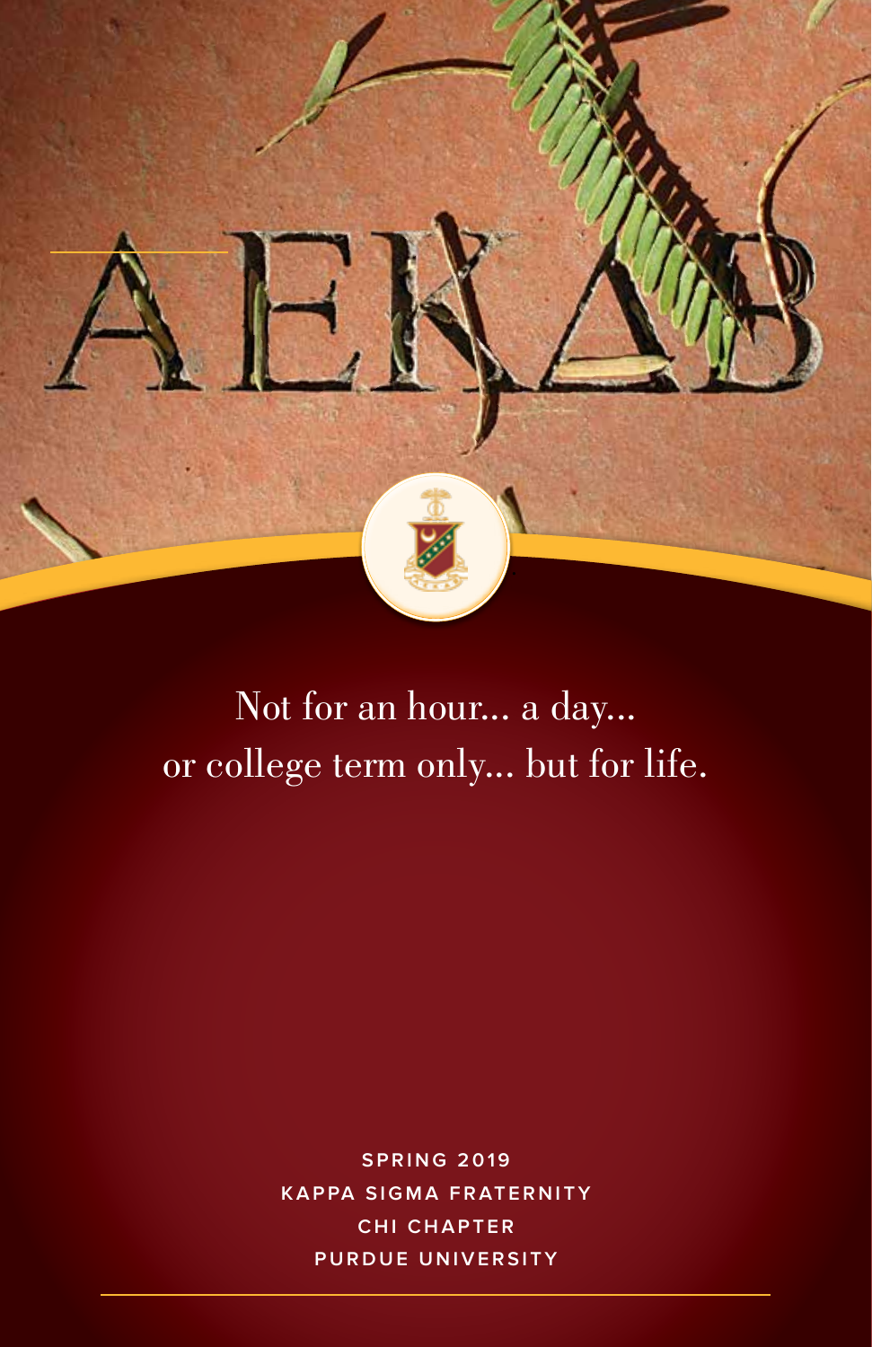AEKΔB

Not for an hour... a day...
or college term only... but for life.

SPRING 2019
KAPPA SIGMA FRATERNITY
CHI CHAPTER
PURDUE UNIVERSITY